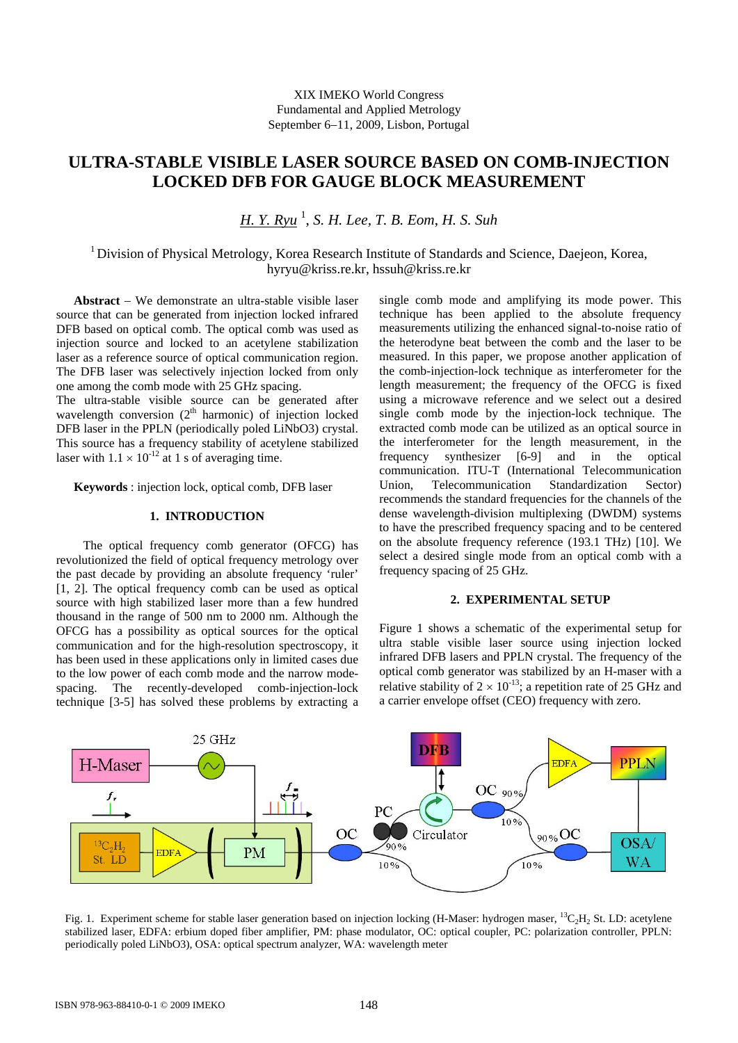XIX IMEKO World Congress
Fundamental and Applied Metrology
September 6–11, 2009, Lisbon, Portugal

# ULTRA-STABLE VISIBLE LASER SOURCE BASED ON COMB-INJECTION LOCKED DFB FOR GAUGE BLOCK MEASUREMENT

*H. Y. Ryu* [1], *S. H. Lee, T. B. Eom, H. S. Suh*

[1] Division of Physical Metrology, Korea Research Institute of Standards and Science, Daejeon, Korea, hyryu@kriss.re.kr, hssuh@kriss.re.kr

**Abstract** – We demonstrate an ultra-stable visible laser source that can be generated from injection locked infrared DFB based on optical comb. The optical comb was used as injection source and locked to an acetylene stabilization laser as a reference source of optical communication region. The DFB laser was selectively injection locked from only one among the comb mode with 25 GHz spacing.
The ultra-stable visible source can be generated after wavelength conversion (2[th] harmonic) of injection locked DFB laser in the PPLN (periodically poled LiNbO3) crystal. This source has a frequency stability of acetylene stabilized laser with $1.1 \times 10^{-12}$ at 1 s of averaging time.

**Keywords** : injection lock, optical comb, DFB laser

## 1. INTRODUCTION

The optical frequency comb generator (OFCG) has revolutionized the field of optical frequency metrology over the past decade by providing an absolute frequency 'ruler' [1, 2]. The optical frequency comb can be used as optical source with high stabilized laser more than a few hundred thousand in the range of 500 nm to 2000 nm. Although the OFCG has a possibility as optical sources for the optical communication and for the high-resolution spectroscopy, it has been used in these applications only in limited cases due to the low power of each comb mode and the narrow mode-spacing. The recently-developed comb-injection-lock technique [3-5] has solved these problems by extracting a single comb mode and amplifying its mode power. This technique has been applied to the absolute frequency measurements utilizing the enhanced signal-to-noise ratio of the heterodyne beat between the comb and the laser to be measured. In this paper, we propose another application of the comb-injection-lock technique as interferometer for the length measurement; the frequency of the OFCG is fixed using a microwave reference and we select out a desired single comb mode by the injection-lock technique. The extracted comb mode can be utilized as an optical source in the interferometer for the length measurement, in the frequency synthesizer [6-9] and in the optical communication. ITU-T (International Telecommunication Union, Telecommunication Standardization Sector) recommends the standard frequencies for the channels of the dense wavelength-division multiplexing (DWDM) systems to have the prescribed frequency spacing and to be centered on the absolute frequency reference (193.1 THz) [10]. We select a desired single mode from an optical comb with a frequency spacing of 25 GHz.

## 2. EXPERIMENTAL SETUP

Figure 1 shows a schematic of the experimental setup for ultra stable visible laser source using injection locked infrared DFB lasers and PPLN crystal. The frequency of the optical comb generator was stabilized by an H-maser with a relative stability of $2 \times 10^{-13}$; a repetition rate of 25 GHz and a carrier envelope offset (CEO) frequency with zero.

Fig. 1. Experiment scheme for stable laser generation based on injection locking (H-Maser: hydrogen maser, $^{13}C_2H_2$ St. LD: acetylene stabilized laser, EDFA: erbium doped fiber amplifier, PM: phase modulator, OC: optical coupler, PC: polarization controller, PPLN: periodically poled LiNbO3), OSA: optical spectrum analyzer, WA: wavelength meter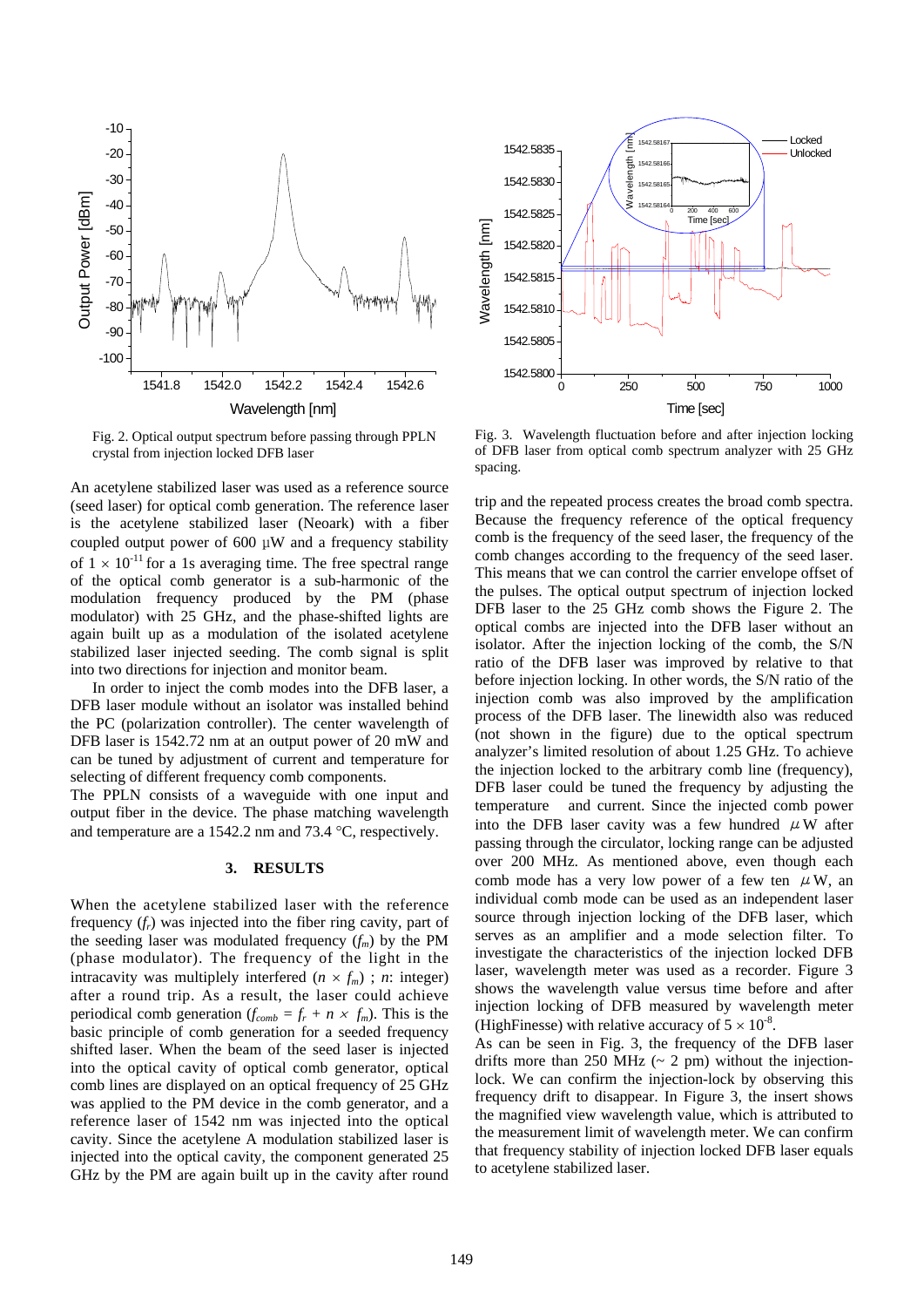Fig. 2. Optical output spectrum before passing through PPLN crystal from injection locked DFB laser

Fig. 3. Wavelength fluctuation before and after injection locking of DFB laser from optical comb spectrum analyzer with 25 GHz spacing.

An acetylene stabilized laser was used as a reference source (seed laser) for optical comb generation. The reference laser is the acetylene stabilized laser (Neoark) with a fiber coupled output power of 600 µW and a frequency stability of $1 \times 10^{-11}$ for a 1s averaging time. The free spectral range of the optical comb generator is a sub-harmonic of the modulation frequency produced by the PM (phase modulator) with 25 GHz, and the phase-shifted lights are again built up as a modulation of the isolated acetylene stabilized laser injected seeding. The comb signal is split into two directions for injection and monitor beam.

In order to inject the comb modes into the DFB laser, a DFB laser module without an isolator was installed behind the PC (polarization controller). The center wavelength of DFB laser is 1542.72 nm at an output power of 20 mW and can be tuned by adjustment of current and temperature for selecting of different frequency comb components.

The PPLN consists of a waveguide with one input and output fiber in the device. The phase matching wavelength and temperature are a 1542.2 nm and 73.4 °C, respectively.

## 3. RESULTS

When the acetylene stabilized laser with the reference frequency ($f_r$) was injected into the fiber ring cavity, part of the seeding laser was modulated frequency ($f_m$) by the PM (phase modulator). The frequency of the light in the intracavity was multiplely interfered ($n \times f_m$) ; *n*: integer) after a round trip. As a result, the laser could achieve periodical comb generation ($f_{comb} = f_r + n \times f_m$). This is the basic principle of comb generation for a seeded frequency shifted laser. When the beam of the seed laser is injected into the optical cavity of optical comb generator, optical comb lines are displayed on an optical frequency of 25 GHz was applied to the PM device in the comb generator, and a reference laser of 1542 nm was injected into the optical cavity. Since the acetylene A modulation stabilized laser is injected into the optical cavity, the component generated 25 GHz by the PM are again built up in the cavity after round trip and the repeated process creates the broad comb spectra. Because the frequency reference of the optical frequency comb is the frequency of the seed laser, the frequency of the comb changes according to the frequency of the seed laser. This means that we can control the carrier envelope offset of the pulses. The optical output spectrum of injection locked DFB laser to the 25 GHz comb shows the Figure 2. The optical combs are injected into the DFB laser without an isolator. After the injection locking of the comb, the S/N ratio of the DFB laser was improved by relative to that before injection locking. In other words, the S/N ratio of the injection comb was also improved by the amplification process of the DFB laser. The linewidth also was reduced (not shown in the figure) due to the optical spectrum analyzer's limited resolution of about 1.25 GHz. To achieve the injection locked to the arbitrary comb line (frequency), DFB laser could be tuned the frequency by adjusting the temperature and current. Since the injected comb power into the DFB laser cavity was a few hundred $\mu$W after passing through the circulator, locking range can be adjusted over 200 MHz. As mentioned above, even though each comb mode has a very low power of a few ten $\mu$W, an individual comb mode can be used as an independent laser source through injection locking of the DFB laser, which serves as an amplifier and a mode selection filter. To investigate the characteristics of the injection locked DFB laser, wavelength meter was used as a recorder. Figure 3 shows the wavelength value versus time before and after injection locking of DFB measured by wavelength meter (HighFinesse) with relative accuracy of $5 \times 10^{-8}$.

As can be seen in Fig. 3, the frequency of the DFB laser drifts more than 250 MHz (~ 2 pm) without the injection-lock. We can confirm the injection-lock by observing this frequency drift to disappear. In Figure 3, the insert shows the magnified view wavelength value, which is attributed to the measurement limit of wavelength meter. We can confirm that frequency stability of injection locked DFB laser equals to acetylene stabilized laser.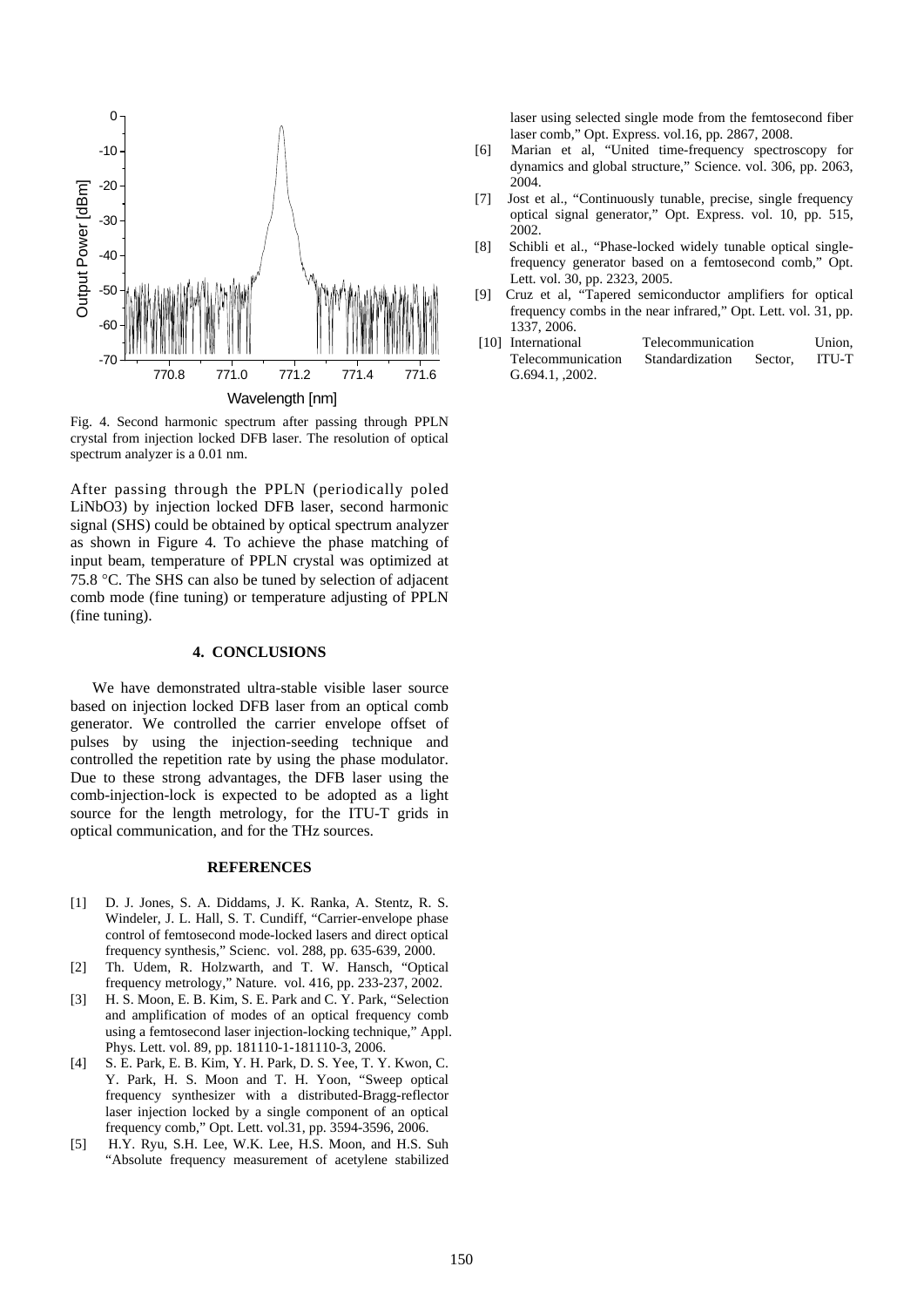0
-10
-20
-30
-40
-50
-60
-70

Output Power [dBm]

770.8 771.0 771.2 771.4 771.6

Wavelength [nm]

Fig. 4. Second harmonic spectrum after passing through PPLN crystal from injection locked DFB laser. The resolution of optical spectrum analyzer is a 0.01 nm.

After passing through the PPLN (periodically poled LiNbO3) by injection locked DFB laser, second harmonic signal (SHS) could be obtained by optical spectrum analyzer as shown in Figure 4. To achieve the phase matching of input beam, temperature of PPLN crystal was optimized at 75.8 °C. The SHS can also be tuned by selection of adjacent comb mode (fine tuning) or temperature adjusting of PPLN (fine tuning).

## 4. CONCLUSIONS

We have demonstrated ultra-stable visible laser source based on injection locked DFB laser from an optical comb generator. We controlled the carrier envelope offset of pulses by using the injection-seeding technique and controlled the repetition rate by using the phase modulator. Due to these strong advantages, the DFB laser using the comb-injection-lock is expected to be adopted as a light source for the length metrology, for the ITU-T grids in optical communication, and for the THz sources.

## REFERENCES

[1] D. J. Jones, S. A. Diddams, J. K. Ranka, A. Stentz, R. S. Windeler, J. L. Hall, S. T. Cundiff, "Carrier-envelope phase control of femtosecond mode-locked lasers and direct optical frequency synthesis," Scienc. vol. 288, pp. 635-639, 2000.

[2] Th. Udem, R. Holzwarth, and T. W. Hansch, "Optical frequency metrology," Nature. vol. 416, pp. 233-237, 2002.

[3] H. S. Moon, E. B. Kim, S. E. Park and C. Y. Park, "Selection and amplification of modes of an optical frequency comb using a femtosecond laser injection-locking technique," Appl. Phys. Lett. vol. 89, pp. 181110-1-181110-3, 2006.

[4] S. E. Park, E. B. Kim, Y. H. Park, D. S. Yee, T. Y. Kwon, C. Y. Park, H. S. Moon and T. H. Yoon, "Sweep optical frequency synthesizer with a distributed-Bragg-reflector laser injection locked by a single component of an optical frequency comb," Opt. Lett. vol.31, pp. 3594-3596, 2006.

[5] H.Y. Ryu, S.H. Lee, W.K. Lee, H.S. Moon, and H.S. Suh "Absolute frequency measurement of acetylene stabilized laser using selected single mode from the femtosecond fiber laser comb," Opt. Express. vol.16, pp. 2867, 2008.

[6] Marian et al, "United time-frequency spectroscopy for dynamics and global structure," Science. vol. 306, pp. 2063, 2004.

[7] Jost et al., "Continuously tunable, precise, single frequency optical signal generator," Opt. Express. vol. 10, pp. 515, 2002.

[8] Schibli et al., "Phase-locked widely tunable optical single-frequency generator based on a femtosecond comb," Opt. Lett. vol. 30, pp. 2323, 2005.

[9] Cruz et al, "Tapered semiconductor amplifiers for optical frequency combs in the near infrared," Opt. Lett. vol. 31, pp. 1337, 2006.

[10] International Telecommunication Union, Telecommunication Standardization Sector, ITU-T G.694.1, ,2002.